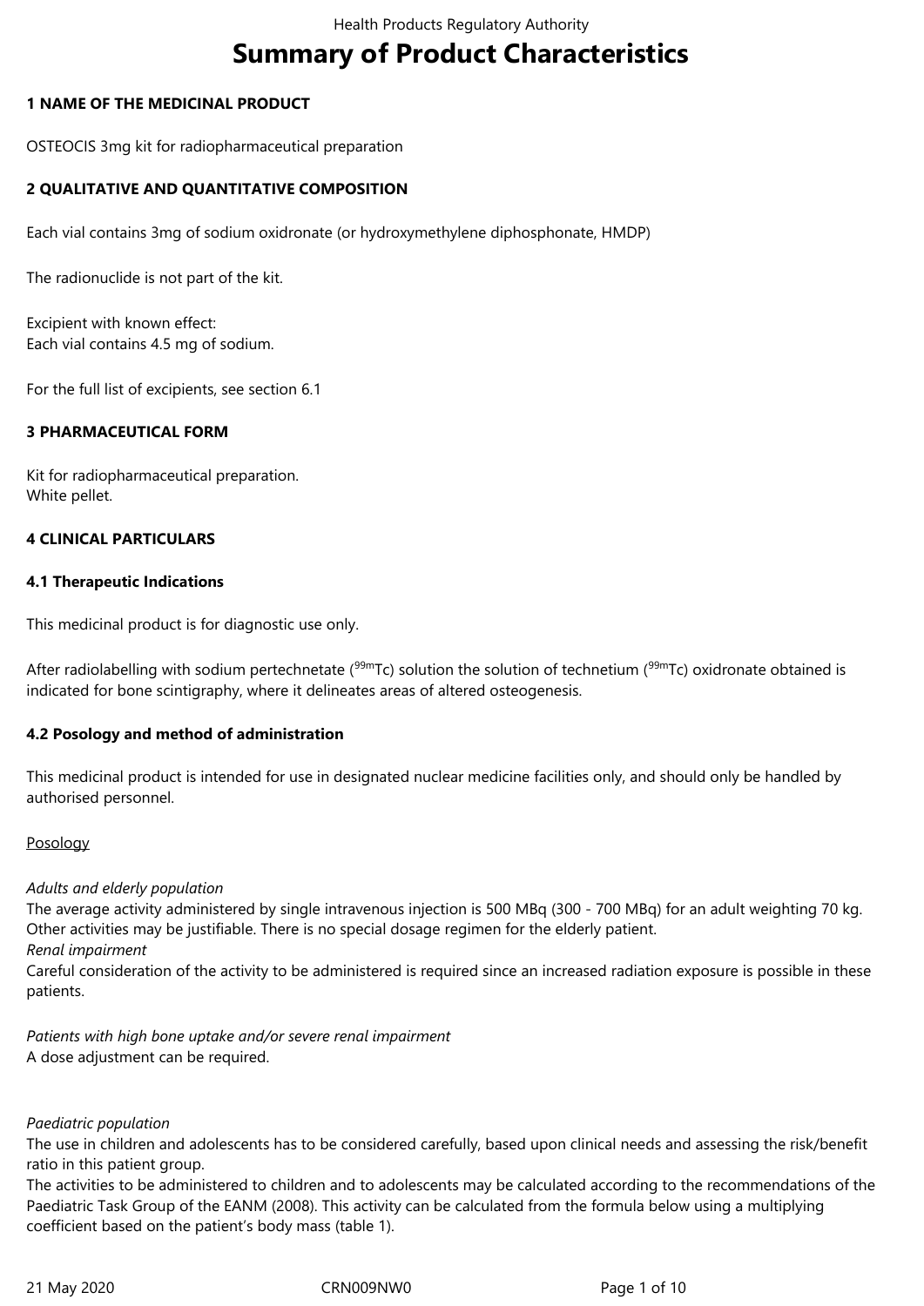# Summary of Product Characteristics

## 1 NAME OF THE MEDICINAL PRODUCT

OSTEOCIS 3mg kit for radiopharmaceutical preparation

## 2 QUALITATIVE AND QUANTITATIVE COMPOSITION

Each vial contains 3mg of sodium oxidronate (or hydroxymethylene diphosphonate, HMDP)

The radionuclide is not part of the kit.

Excipient with known effect:
Each vial contains 4.5 mg of sodium.

For the full list of excipients, see section 6.1

## 3 PHARMACEUTICAL FORM

Kit for radiopharmaceutical preparation.
White pellet.

## 4 CLINICAL PARTICULARS

### 4.1 Therapeutic Indications

This medicinal product is for diagnostic use only.

After radiolabelling with sodium pertechnetate ($^{99m}$Tc) solution the solution of technetium ($^{99m}$Tc) oxidronate obtained is indicated for bone scintigraphy, where it delineates areas of altered osteogenesis.

### 4.2 Posology and method of administration

This medicinal product is intended for use in designated nuclear medicine facilities only, and should only be handled by authorised personnel.

Posology

*Adults and elderly population*
The average activity administered by single intravenous injection is 500 MBq (300 - 700 MBq) for an adult weighting 70 kg. Other activities may be justifiable. There is no special dosage regimen for the elderly patient.
*Renal impairment*
Careful consideration of the activity to be administered is required since an increased radiation exposure is possible in these patients.

*Patients with high bone uptake and/or severe renal impairment*
A dose adjustment can be required.

*Paediatric population*
The use in children and adolescents has to be considered carefully, based upon clinical needs and assessing the risk/benefit ratio in this patient group.
The activities to be administered to children and to adolescents may be calculated according to the recommendations of the Paediatric Task Group of the EANM (2008). This activity can be calculated from the formula below using a multiplying coefficient based on the patient's body mass (table 1).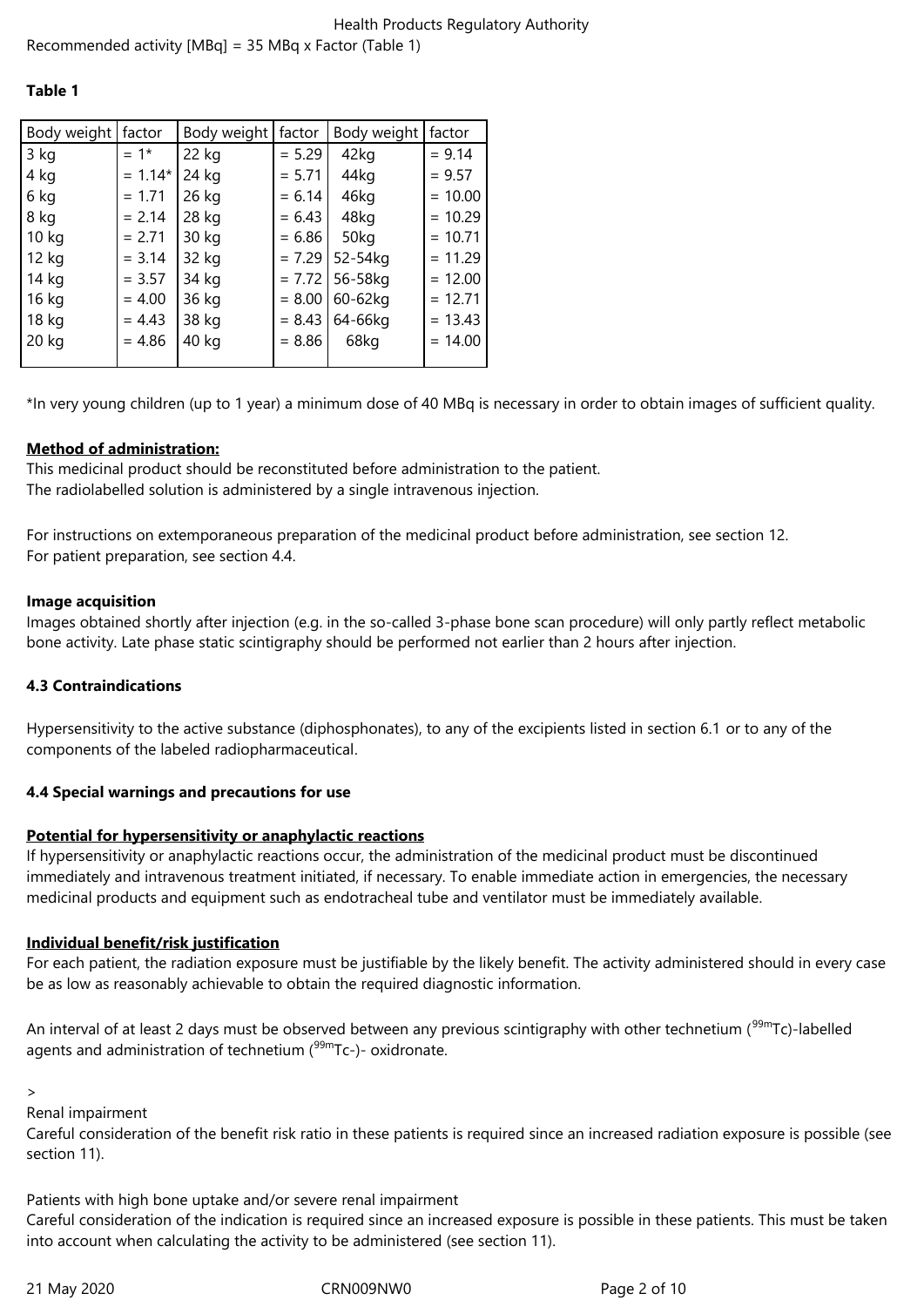Recommended activity [MBq] = 35 MBq x Factor (Table 1)

**Table 1**

| Body weight | factor | Body weight | factor | Body weight | factor |
|---|---|---|---|---|---|
| 3 kg | = 1* | 22 kg | = 5.29 | 42kg | = 9.14 |
| 4 kg | = 1.14* | 24 kg | = 5.71 | 44kg | = 9.57 |
| 6 kg | = 1.71 | 26 kg | = 6.14 | 46kg | = 10.00 |
| 8 kg | = 2.14 | 28 kg | = 6.43 | 48kg | = 10.29 |
| 10 kg | = 2.71 | 30 kg | = 6.86 | 50kg | = 10.71 |
| 12 kg | = 3.14 | 32 kg | = 7.29 | 52-54kg | = 11.29 |
| 14 kg | = 3.57 | 34 kg | = 7.72 | 56-58kg | = 12.00 |
| 16 kg | = 4.00 | 36 kg | = 8.00 | 60-62kg | = 12.71 |
| 18 kg | = 4.43 | 38 kg | = 8.43 | 64-66kg | = 13.43 |
| 20 kg | = 4.86 | 40 kg | = 8.86 | 68kg | = 14.00 |

*In very young children (up to 1 year) a minimum dose of 40 MBq is necessary in order to obtain images of sufficient quality.

**Method of administration:**

This medicinal product should be reconstituted before administration to the patient.
The radiolabelled solution is administered by a single intravenous injection.

For instructions on extemporaneous preparation of the medicinal product before administration, see section 12.
For patient preparation, see section 4.4.

**Image acquisition**

Images obtained shortly after injection (e.g. in the so-called 3-phase bone scan procedure) will only partly reflect metabolic bone activity. Late phase static scintigraphy should be performed not earlier than 2 hours after injection.

### 4.3 Contraindications

Hypersensitivity to the active substance (diphosphonates), to any of the excipients listed in section 6.1 or to any of the components of the labeled radiopharmaceutical.

### 4.4 Special warnings and precautions for use

**Potential for hypersensitivity or anaphylactic reactions**

If hypersensitivity or anaphylactic reactions occur, the administration of the medicinal product must be discontinued immediately and intravenous treatment initiated, if necessary. To enable immediate action in emergencies, the necessary medicinal products and equipment such as endotracheal tube and ventilator must be immediately available.

**Individual benefit/risk justification**

For each patient, the radiation exposure must be justifiable by the likely benefit. The activity administered should in every case be as low as reasonably achievable to obtain the required diagnostic information.

An interval of at least 2 days must be observed between any previous scintigraphy with other technetium ($^{99m}$Tc)-labelled agents and administration of technetium ($^{99m}$Tc-)- oxidronate.

>

Renal impairment
Careful consideration of the benefit risk ratio in these patients is required since an increased radiation exposure is possible (see section 11).

Patients with high bone uptake and/or severe renal impairment
Careful consideration of the indication is required since an increased exposure is possible in these patients. This must be taken into account when calculating the activity to be administered (see section 11).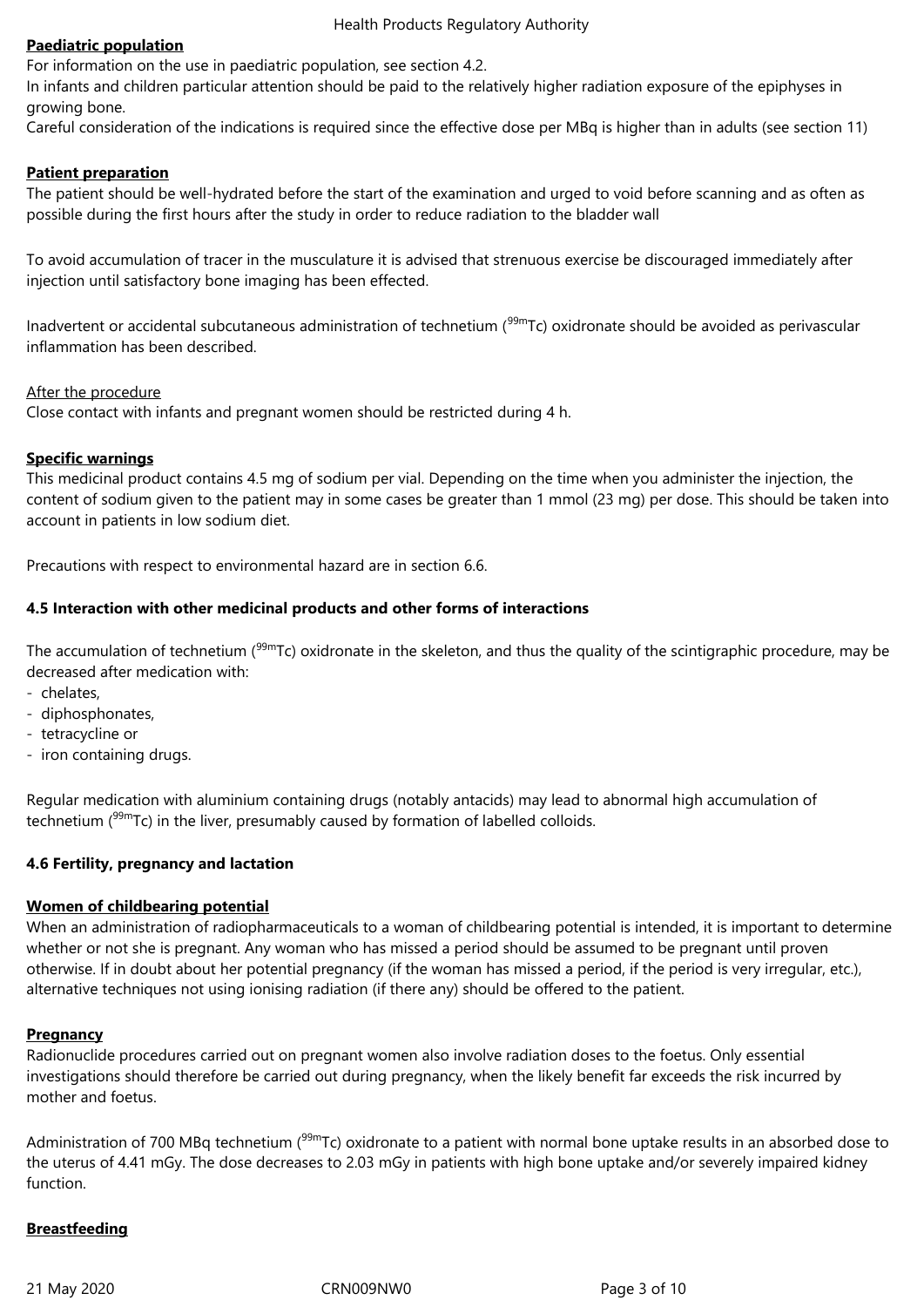**Paediatric population**

For information on the use in paediatric population, see section 4.2.

In infants and children particular attention should be paid to the relatively higher radiation exposure of the epiphyses in growing bone.

Careful consideration of the indications is required since the effective dose per MBq is higher than in adults (see section 11)

**Patient preparation**

The patient should be well-hydrated before the start of the examination and urged to void before scanning and as often as possible during the first hours after the study in order to reduce radiation to the bladder wall

To avoid accumulation of tracer in the musculature it is advised that strenuous exercise be discouraged immediately after injection until satisfactory bone imaging has been effected.

Inadvertent or accidental subcutaneous administration of technetium ($^{99m}$Tc) oxidronate should be avoided as perivascular inflammation has been described.

After the procedure

Close contact with infants and pregnant women should be restricted during 4 h.

**Specific warnings**

This medicinal product contains 4.5 mg of sodium per vial. Depending on the time when you administer the injection, the content of sodium given to the patient may in some cases be greater than 1 mmol (23 mg) per dose. This should be taken into account in patients in low sodium diet.

Precautions with respect to environmental hazard are in section 6.6.

### 4.5 Interaction with other medicinal products and other forms of interactions

The accumulation of technetium ($^{99m}$Tc) oxidronate in the skeleton, and thus the quality of the scintigraphic procedure, may be decreased after medication with:

- chelates,
- diphosphonates,
- tetracycline or
- iron containing drugs.

Regular medication with aluminium containing drugs (notably antacids) may lead to abnormal high accumulation of technetium ($^{99m}$Tc) in the liver, presumably caused by formation of labelled colloids.

### 4.6 Fertility, pregnancy and lactation

**Women of childbearing potential**

When an administration of radiopharmaceuticals to a woman of childbearing potential is intended, it is important to determine whether or not she is pregnant. Any woman who has missed a period should be assumed to be pregnant until proven otherwise. If in doubt about her potential pregnancy (if the woman has missed a period, if the period is very irregular, etc.), alternative techniques not using ionising radiation (if there any) should be offered to the patient.

**Pregnancy**

Radionuclide procedures carried out on pregnant women also involve radiation doses to the foetus. Only essential investigations should therefore be carried out during pregnancy, when the likely benefit far exceeds the risk incurred by mother and foetus.

Administration of 700 MBq technetium ($^{99m}$Tc) oxidronate to a patient with normal bone uptake results in an absorbed dose to the uterus of 4.41 mGy. The dose decreases to 2.03 mGy in patients with high bone uptake and/or severely impaired kidney function.

**Breastfeeding**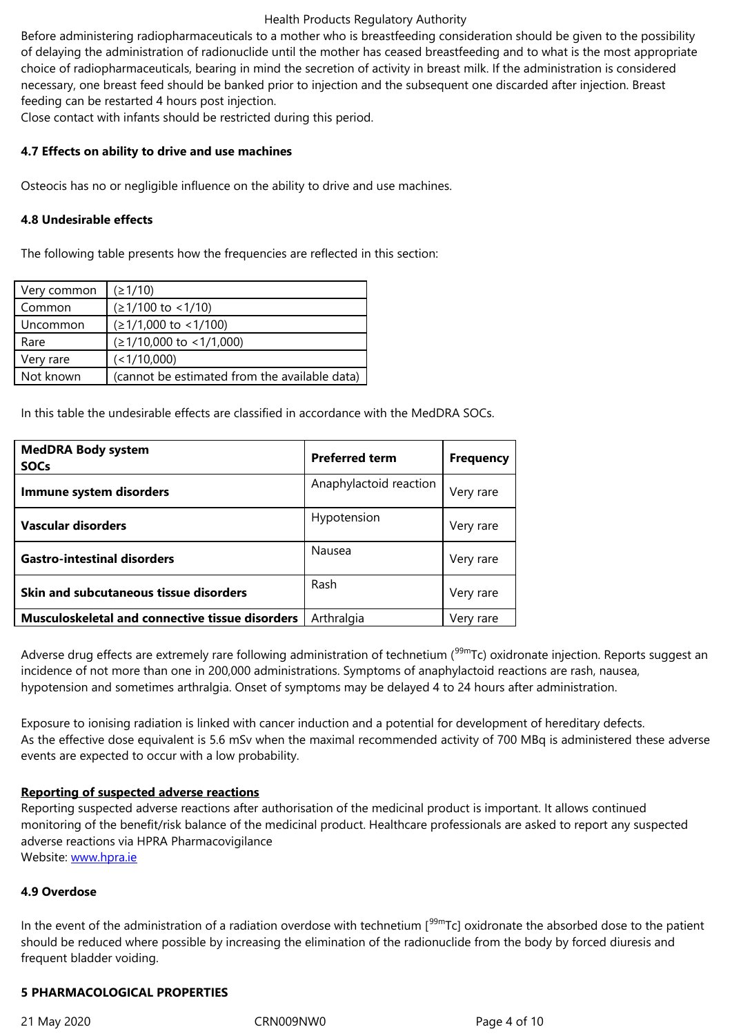Before administering radiopharmaceuticals to a mother who is breastfeeding consideration should be given to the possibility of delaying the administration of radionuclide until the mother has ceased breastfeeding and to what is the most appropriate choice of radiopharmaceuticals, bearing in mind the secretion of activity in breast milk. If the administration is considered necessary, one breast feed should be banked prior to injection and the subsequent one discarded after injection. Breast feeding can be restarted 4 hours post injection.
Close contact with infants should be restricted during this period.

### 4.7 Effects on ability to drive and use machines

Osteocis has no or negligible influence on the ability to drive and use machines.

### 4.8 Undesirable effects

The following table presents how the frequencies are reflected in this section:

| Very common | (≥1/10) |
|---|---|
| Common | (≥1/100 to <1/10) |
| Uncommon | (≥1/1,000 to <1/100) |
| Rare | (≥1/10,000 to <1/1,000) |
| Very rare | (<1/10,000) |
| Not known | (cannot be estimated from the available data) |

In this table the undesirable effects are classified in accordance with the MedDRA SOCs.

| **MedDRA Body system SOCs** | **Preferred term** | **Frequency** |
|---|---|---|
| **Immune system disorders** | Anaphylactoid reaction | Very rare |
| **Vascular disorders** | Hypotension | Very rare |
| **Gastro-intestinal disorders** | Nausea | Very rare |
| **Skin and subcutaneous tissue disorders** | Rash | Very rare |
| **Musculoskeletal and connective tissue disorders** | Arthralgia | Very rare |

Adverse drug effects are extremely rare following administration of technetium ($^{99m}$Tc) oxidronate injection. Reports suggest an incidence of not more than one in 200,000 administrations. Symptoms of anaphylactoid reactions are rash, nausea, hypotension and sometimes arthralgia. Onset of symptoms may be delayed 4 to 24 hours after administration.

Exposure to ionising radiation is linked with cancer induction and a potential for development of hereditary defects.
As the effective dose equivalent is 5.6 mSv when the maximal recommended activity of 700 MBq is administered these adverse events are expected to occur with a low probability.

**Reporting of suspected adverse reactions**
Reporting suspected adverse reactions after authorisation of the medicinal product is important. It allows continued monitoring of the benefit/risk balance of the medicinal product. Healthcare professionals are asked to report any suspected adverse reactions via HPRA Pharmacovigilance
Website: www.hpra.ie

### 4.9 Overdose

In the event of the administration of a radiation overdose with technetium [$^{99m}$Tc] oxidronate the absorbed dose to the patient should be reduced where possible by increasing the elimination of the radionuclide from the body by forced diuresis and frequent bladder voiding.

## 5 PHARMACOLOGICAL PROPERTIES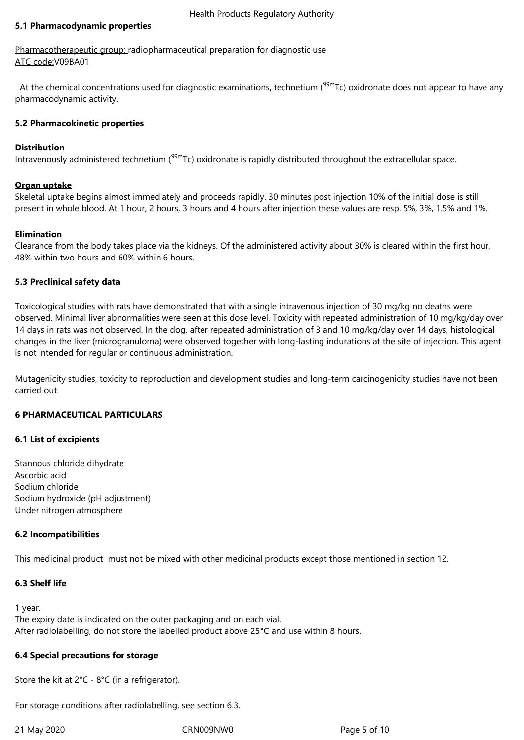### 5.1 Pharmacodynamic properties

Pharmacotherapeutic group: radiopharmaceutical preparation for diagnostic use
ATC code:V09BA01

At the chemical concentrations used for diagnostic examinations, technetium ($^{99m}$Tc) oxidronate does not appear to have any pharmacodynamic activity.

### 5.2 Pharmacokinetic properties

**Distribution**
Intravenously administered technetium ($^{99m}$Tc) oxidronate is rapidly distributed throughout the extracellular space.

**Organ uptake**
Skeletal uptake begins almost immediately and proceeds rapidly. 30 minutes post injection 10% of the initial dose is still present in whole blood. At 1 hour, 2 hours, 3 hours and 4 hours after injection these values are resp. 5%, 3%, 1.5% and 1%.

**Elimination**
Clearance from the body takes place via the kidneys. Of the administered activity about 30% is cleared within the first hour, 48% within two hours and 60% within 6 hours.

### 5.3 Preclinical safety data

Toxicological studies with rats have demonstrated that with a single intravenous injection of 30 mg/kg no deaths were observed. Minimal liver abnormalities were seen at this dose level. Toxicity with repeated administration of 10 mg/kg/day over 14 days in rats was not observed. In the dog, after repeated administration of 3 and 10 mg/kg/day over 14 days, histological changes in the liver (microgranuloma) were observed together with long-lasting indurations at the site of injection. This agent is not intended for regular or continuous administration.

Mutagenicity studies, toxicity to reproduction and development studies and long-term carcinogenicity studies have not been carried out.

## 6 PHARMACEUTICAL PARTICULARS

### 6.1 List of excipients

Stannous chloride dihydrate
Ascorbic acid
Sodium chloride
Sodium hydroxide (pH adjustment)
Under nitrogen atmosphere

### 6.2 Incompatibilities

This medicinal product must not be mixed with other medicinal products except those mentioned in section 12.

### 6.3 Shelf life

1 year.
The expiry date is indicated on the outer packaging and on each vial.
After radiolabelling, do not store the labelled product above 25°C and use within 8 hours.

### 6.4 Special precautions for storage

Store the kit at 2°C - 8°C (in a refrigerator).

For storage conditions after radiolabelling, see section 6.3.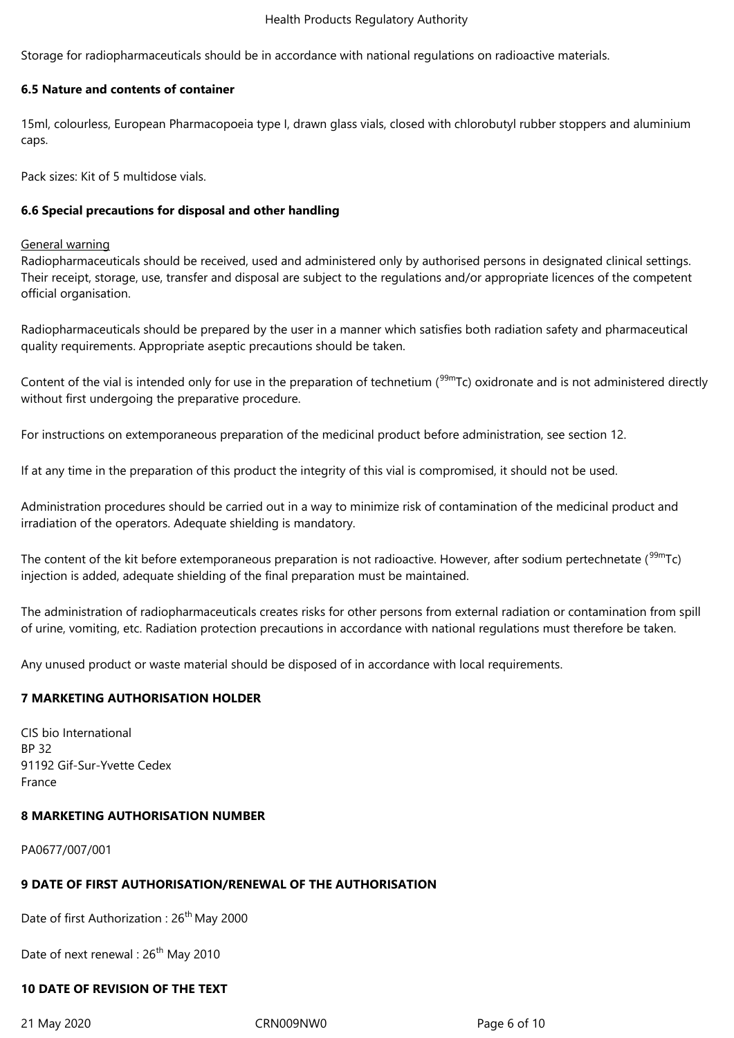Storage for radiopharmaceuticals should be in accordance with national regulations on radioactive materials.

### 6.5 Nature and contents of container

15ml, colourless, European Pharmacopoeia type I, drawn glass vials, closed with chlorobutyl rubber stoppers and aluminium caps.

Pack sizes: Kit of 5 multidose vials.

### 6.6 Special precautions for disposal and other handling

General warning
Radiopharmaceuticals should be received, used and administered only by authorised persons in designated clinical settings. Their receipt, storage, use, transfer and disposal are subject to the regulations and/or appropriate licences of the competent official organisation.

Radiopharmaceuticals should be prepared by the user in a manner which satisfies both radiation safety and pharmaceutical quality requirements. Appropriate aseptic precautions should be taken.

Content of the vial is intended only for use in the preparation of technetium ($^{99m}$Tc) oxidronate and is not administered directly without first undergoing the preparative procedure.

For instructions on extemporaneous preparation of the medicinal product before administration, see section 12.

If at any time in the preparation of this product the integrity of this vial is compromised, it should not be used.

Administration procedures should be carried out in a way to minimize risk of contamination of the medicinal product and irradiation of the operators. Adequate shielding is mandatory.

The content of the kit before extemporaneous preparation is not radioactive. However, after sodium pertechnetate ($^{99m}$Tc) injection is added, adequate shielding of the final preparation must be maintained.

The administration of radiopharmaceuticals creates risks for other persons from external radiation or contamination from spill of urine, vomiting, etc. Radiation protection precautions in accordance with national regulations must therefore be taken.

Any unused product or waste material should be disposed of in accordance with local requirements.

## 7 MARKETING AUTHORISATION HOLDER

CIS bio International
BP 32
91192 Gif-Sur-Yvette Cedex
France

## 8 MARKETING AUTHORISATION NUMBER

PA0677/007/001

## 9 DATE OF FIRST AUTHORISATION/RENEWAL OF THE AUTHORISATION

Date of first Authorization : 26th May 2000

Date of next renewal : 26th May 2010

## 10 DATE OF REVISION OF THE TEXT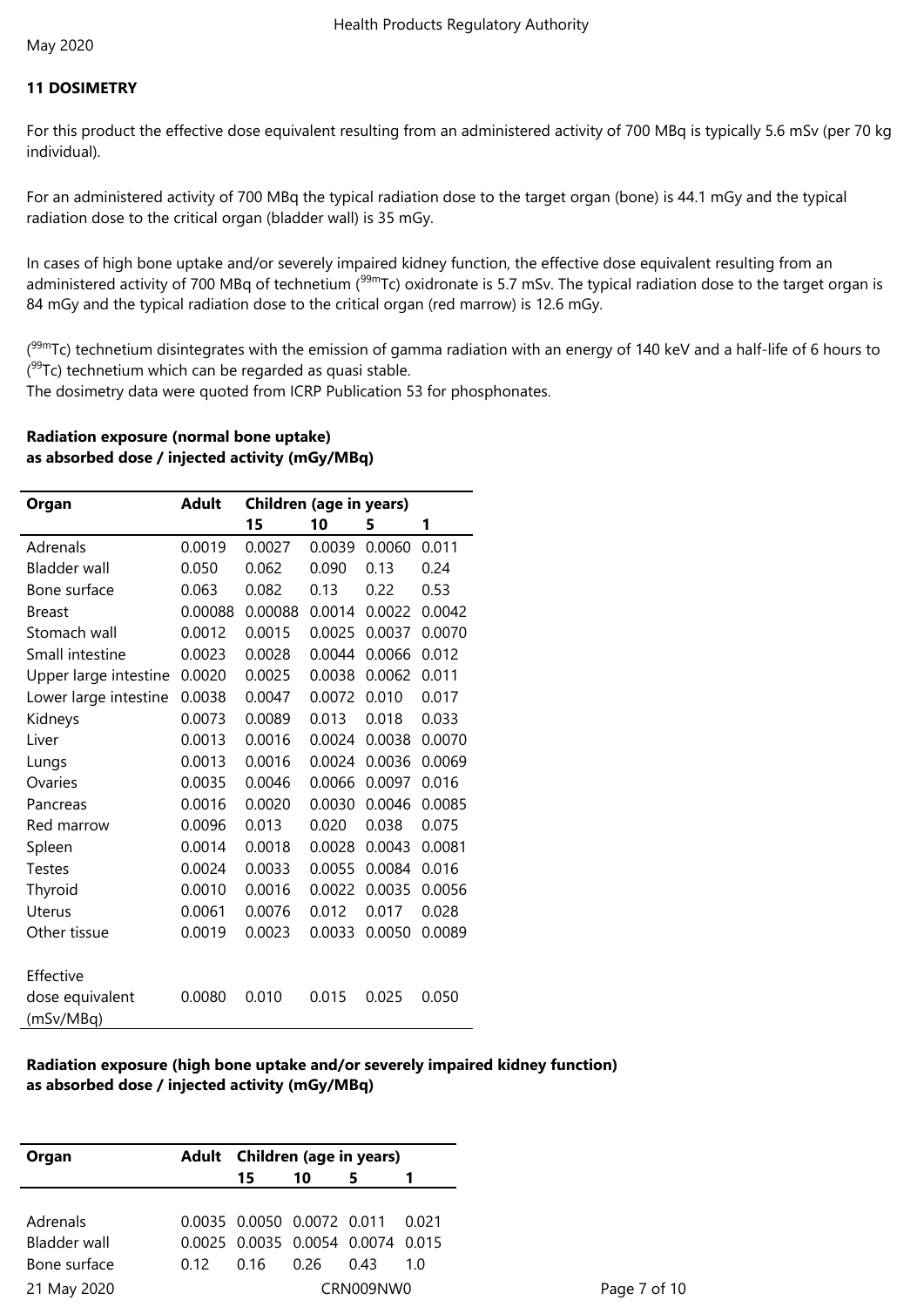## 11 DOSIMETRY

For this product the effective dose equivalent resulting from an administered activity of 700 MBq is typically 5.6 mSv (per 70 kg individual).

For an administered activity of 700 MBq the typical radiation dose to the target organ (bone) is 44.1 mGy and the typical radiation dose to the critical organ (bladder wall) is 35 mGy.

In cases of high bone uptake and/or severely impaired kidney function, the effective dose equivalent resulting from an administered activity of 700 MBq of technetium ($^{99m}$Tc) oxidronate is 5.7 mSv. The typical radiation dose to the target organ is 84 mGy and the typical radiation dose to the critical organ (red marrow) is 12.6 mGy.

($^{99m}$Tc) technetium disintegrates with the emission of gamma radiation with an energy of 140 keV and a half-life of 6 hours to ($^{99}$Tc) technetium which can be regarded as quasi stable.
The dosimetry data were quoted from ICRP Publication 53 for phosphonates.

**Radiation exposure (normal bone uptake)**
**as absorbed dose / injected activity (mGy/MBq)**

| Organ | Adult | Children (age in years) | | | |
|---|---|---|---|---|---|
| | | 15 | 10 | 5 | 1 |
| Adrenals | 0.0019 | 0.0027 | 0.0039 | 0.0060 | 0.011 |
| Bladder wall | 0.050 | 0.062 | 0.090 | 0.13 | 0.24 |
| Bone surface | 0.063 | 0.082 | 0.13 | 0.22 | 0.53 |
| Breast | 0.00088 | 0.00088 | 0.0014 | 0.0022 | 0.0042 |
| Stomach wall | 0.0012 | 0.0015 | 0.0025 | 0.0037 | 0.0070 |
| Small intestine | 0.0023 | 0.0028 | 0.0044 | 0.0066 | 0.012 |
| Upper large intestine | 0.0020 | 0.0025 | 0.0038 | 0.0062 | 0.011 |
| Lower large intestine | 0.0038 | 0.0047 | 0.0072 | 0.010 | 0.017 |
| Kidneys | 0.0073 | 0.0089 | 0.013 | 0.018 | 0.033 |
| Liver | 0.0013 | 0.0016 | 0.0024 | 0.0038 | 0.0070 |
| Lungs | 0.0013 | 0.0016 | 0.0024 | 0.0036 | 0.0069 |
| Ovaries | 0.0035 | 0.0046 | 0.0066 | 0.0097 | 0.016 |
| Pancreas | 0.0016 | 0.0020 | 0.0030 | 0.0046 | 0.0085 |
| Red marrow | 0.0096 | 0.013 | 0.020 | 0.038 | 0.075 |
| Spleen | 0.0014 | 0.0018 | 0.0028 | 0.0043 | 0.0081 |
| Testes | 0.0024 | 0.0033 | 0.0055 | 0.0084 | 0.016 |
| Thyroid | 0.0010 | 0.0016 | 0.0022 | 0.0035 | 0.0056 |
| Uterus | 0.0061 | 0.0076 | 0.012 | 0.017 | 0.028 |
| Other tissue | 0.0019 | 0.0023 | 0.0033 | 0.0050 | 0.0089 |
| Effective dose equivalent (mSv/MBq) | 0.0080 | 0.010 | 0.015 | 0.025 | 0.050 |

**Radiation exposure (high bone uptake and/or severely impaired kidney function)**
**as absorbed dose / injected activity (mGy/MBq)**

| Organ | Adult | Children (age in years) | | | |
|---|---|---|---|---|---|
| | | 15 | 10 | 5 | 1 |
| Adrenals | 0.0035 | 0.0050 | 0.0072 | 0.011 | 0.021 |
| Bladder wall | 0.0025 | 0.0035 | 0.0054 | 0.0074 | 0.015 |
| Bone surface | 0.12 | 0.16 | 0.26 | 0.43 | 1.0 |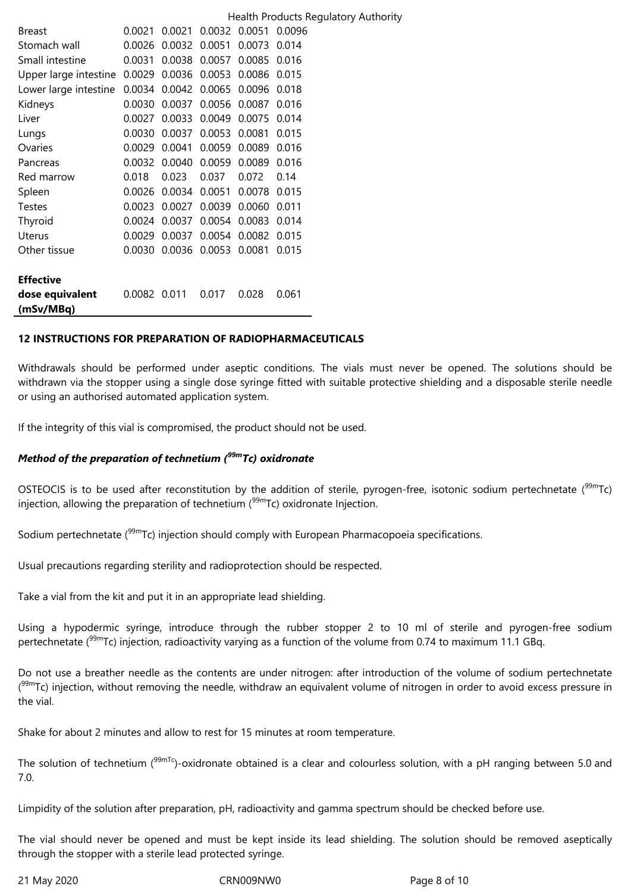| | | | | | |
|---|---|---|---|---|---|
| Breast | 0.0021 | 0.0021 | 0.0032 | 0.0051 | 0.0096 |
| Stomach wall | 0.0026 | 0.0032 | 0.0051 | 0.0073 | 0.014 |
| Small intestine | 0.0031 | 0.0038 | 0.0057 | 0.0085 | 0.016 |
| Upper large intestine | 0.0029 | 0.0036 | 0.0053 | 0.0086 | 0.015 |
| Lower large intestine | 0.0034 | 0.0042 | 0.0065 | 0.0096 | 0.018 |
| Kidneys | 0.0030 | 0.0037 | 0.0056 | 0.0087 | 0.016 |
| Liver | 0.0027 | 0.0033 | 0.0049 | 0.0075 | 0.014 |
| Lungs | 0.0030 | 0.0037 | 0.0053 | 0.0081 | 0.015 |
| Ovaries | 0.0029 | 0.0041 | 0.0059 | 0.0089 | 0.016 |
| Pancreas | 0.0032 | 0.0040 | 0.0059 | 0.0089 | 0.016 |
| Red marrow | 0.018 | 0.023 | 0.037 | 0.072 | 0.14 |
| Spleen | 0.0026 | 0.0034 | 0.0051 | 0.0078 | 0.015 |
| Testes | 0.0023 | 0.0027 | 0.0039 | 0.0060 | 0.011 |
| Thyroid | 0.0024 | 0.0037 | 0.0054 | 0.0083 | 0.014 |
| Uterus | 0.0029 | 0.0037 | 0.0054 | 0.0082 | 0.015 |
| Other tissue | 0.0030 | 0.0036 | 0.0053 | 0.0081 | 0.015 |
| **Effective dose equivalent (mSv/MBq)** | 0.0082 | 0.011 | 0.017 | 0.028 | 0.061 |

## 12 INSTRUCTIONS FOR PREPARATION OF RADIOPHARMACEUTICALS

Withdrawals should be performed under aseptic conditions. The vials must never be opened. The solutions should be withdrawn via the stopper using a single dose syringe fitted with suitable protective shielding and a disposable sterile needle or using an authorised automated application system.

If the integrity of this vial is compromised, the product should not be used.

***Method of the preparation of technetium ($^{99m}$Tc) oxidronate***

OSTEOCIS is to be used after reconstitution by the addition of sterile, pyrogen-free, isotonic sodium pertechnetate ($^{99m}$Tc) injection, allowing the preparation of technetium ($^{99m}$Tc) oxidronate Injection.

Sodium pertechnetate ($^{99m}$Tc) injection should comply with European Pharmacopoeia specifications.

Usual precautions regarding sterility and radioprotection should be respected.

Take a vial from the kit and put it in an appropriate lead shielding.

Using a hypodermic syringe, introduce through the rubber stopper 2 to 10 ml of sterile and pyrogen-free sodium pertechnetate ($^{99m}$Tc) injection, radioactivity varying as a function of the volume from 0.74 to maximum 11.1 GBq.

Do not use a breather needle as the contents are under nitrogen: after introduction of the volume of sodium pertechnetate ($^{99m}$Tc) injection, without removing the needle, withdraw an equivalent volume of nitrogen in order to avoid excess pressure in the vial.

Shake for about 2 minutes and allow to rest for 15 minutes at room temperature.

The solution of technetium ($^{99mTc}$)-oxidronate obtained is a clear and colourless solution, with a pH ranging between 5.0 and 7.0.

Limpidity of the solution after preparation, pH, radioactivity and gamma spectrum should be checked before use.

The vial should never be opened and must be kept inside its lead shielding. The solution should be removed aseptically through the stopper with a sterile lead protected syringe.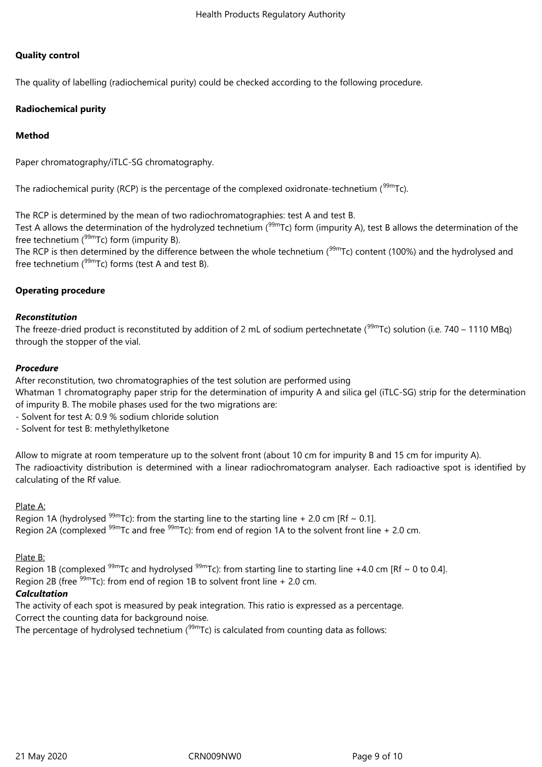**Quality control**

The quality of labelling (radiochemical purity) could be checked according to the following procedure.

**Radiochemical purity**

**Method**

Paper chromatography/iTLC-SG chromatography.

The radiochemical purity (RCP) is the percentage of the complexed oxidronate-technetium ($^{99m}$Tc).

The RCP is determined by the mean of two radiochromatographies: test A and test B.
Test A allows the determination of the hydrolyzed technetium ($^{99m}$Tc) form (impurity A), test B allows the determination of the free technetium ($^{99m}$Tc) form (impurity B).
The RCP is then determined by the difference between the whole technetium ($^{99m}$Tc) content (100%) and the hydrolysed and free technetium ($^{99m}$Tc) forms (test A and test B).

**Operating procedure**

***Reconstitution***
The freeze-dried product is reconstituted by addition of 2 mL of sodium pertechnetate ($^{99m}$Tc) solution (i.e. 740 – 1110 MBq) through the stopper of the vial.

***Procedure***
After reconstitution, two chromatographies of the test solution are performed using
Whatman 1 chromatography paper strip for the determination of impurity A and silica gel (iTLC-SG) strip for the determination of impurity B. The mobile phases used for the two migrations are:
- Solvent for test A: 0.9 % sodium chloride solution
- Solvent for test B: methylethylketone

Allow to migrate at room temperature up to the solvent front (about 10 cm for impurity B and 15 cm for impurity A).
The radioactivity distribution is determined with a linear radiochromatogram analyser. Each radioactive spot is identified by calculating of the Rf value.

Plate A:
Region 1A (hydrolysed $^{99m}$Tc): from the starting line to the starting line + 2.0 cm [Rf ~ 0.1].
Region 2A (complexed $^{99m}$Tc and free $^{99m}$Tc): from end of region 1A to the solvent front line + 2.0 cm.

Plate B:
Region 1B (complexed $^{99m}$Tc and hydrolysed $^{99m}$Tc): from starting line to starting line +4.0 cm [Rf ~ 0 to 0.4].
Region 2B (free $^{99m}$Tc): from end of region 1B to solvent front line + 2.0 cm.

***Calcultation***
The activity of each spot is measured by peak integration. This ratio is expressed as a percentage.
Correct the counting data for background noise.
The percentage of hydrolysed technetium ($^{99m}$Tc) is calculated from counting data as follows: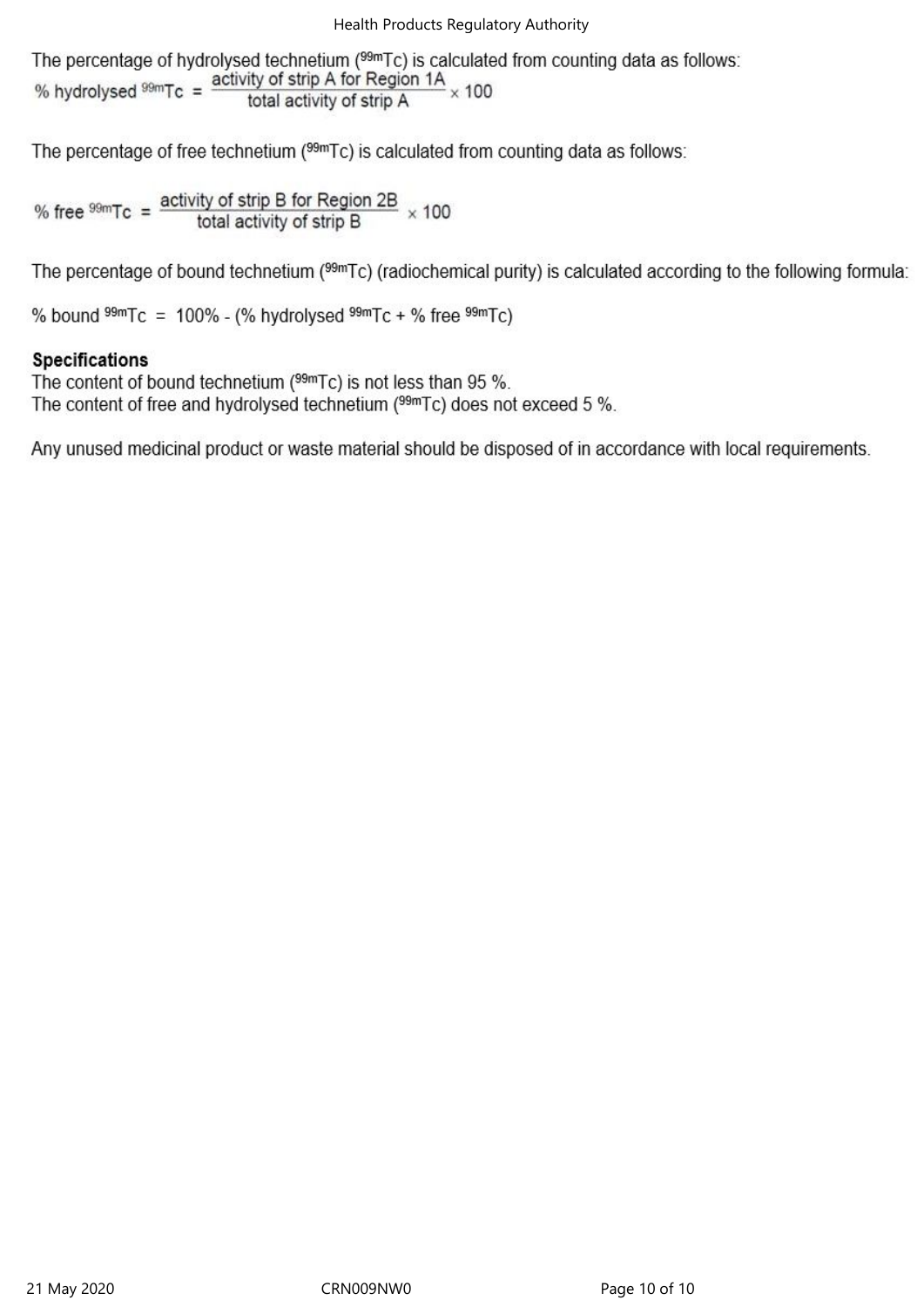The percentage of hydrolysed technetium ($^{99m}Tc$) is calculated from counting data as follows:

$$\% \text{ hydrolysed } ^{99m}Tc = \frac{\text{activity of strip A for Region 1A}}{\text{total activity of strip A}} \times 100$$

The percentage of free technetium ($^{99m}Tc$) is calculated from counting data as follows:

$$\% \text{ free } ^{99m}Tc = \frac{\text{activity of strip B for Region 2B}}{\text{total activity of strip B}} \times 100$$

The percentage of bound technetium ($^{99m}Tc$) (radiochemical purity) is calculated according to the following formula:

$$\% \text{ bound } ^{99m}Tc = 100\% - (\% \text{ hydrolysed } ^{99m}Tc + \% \text{ free } ^{99m}Tc)$$

**Specifications**

The content of bound technetium ($^{99m}Tc$) is not less than 95 %.
The content of free and hydrolysed technetium ($^{99m}Tc$) does not exceed 5 %.

Any unused medicinal product or waste material should be disposed of in accordance with local requirements.